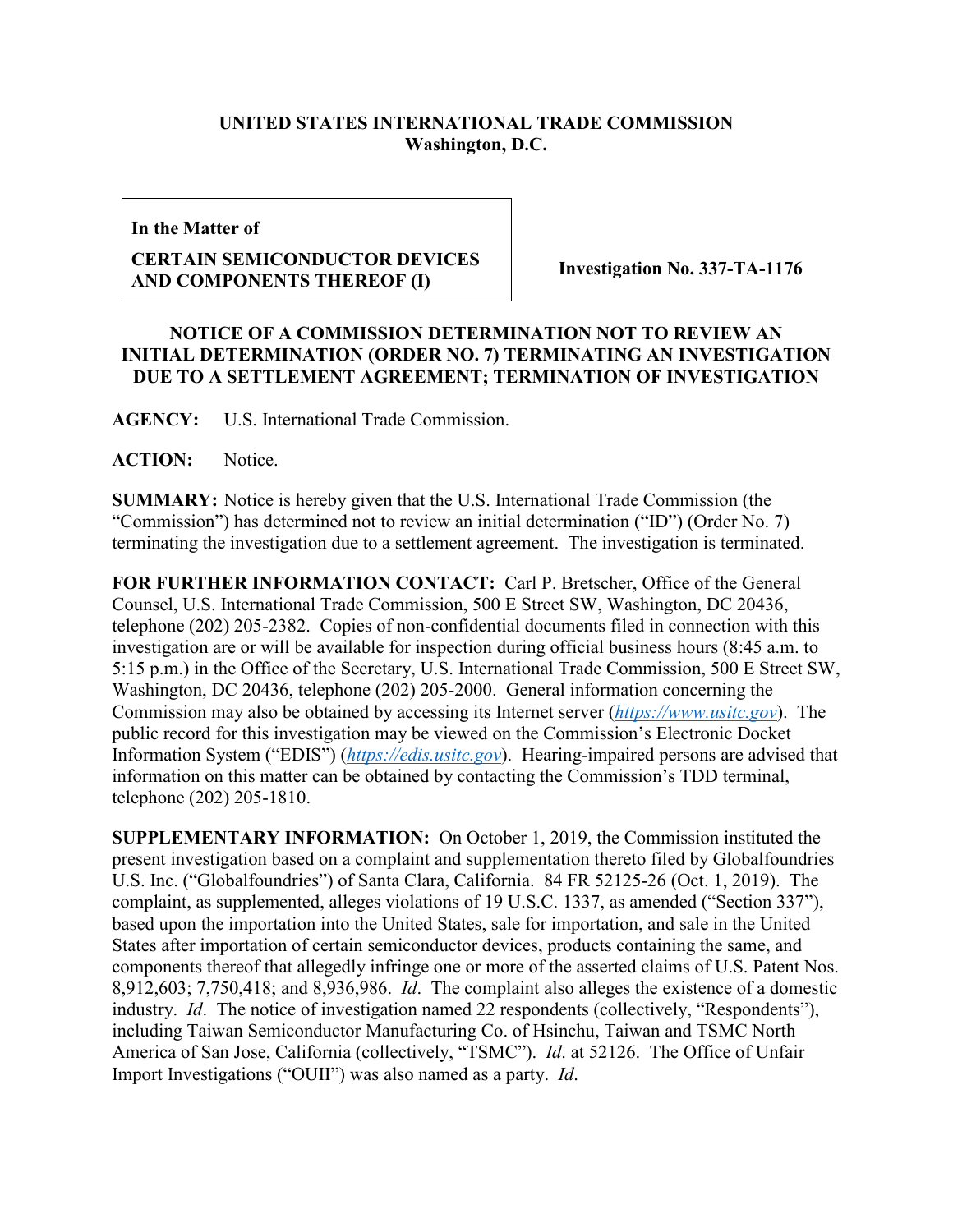**UNITED STATES INTERNATIONAL TRADE COMMISSION**
**Washington, D.C.**

| **In the Matter of** **CERTAIN SEMICONDUCTOR DEVICES AND COMPONENTS THEREOF (I)** | **Investigation No. 337-TA-1176** |
| --- | --- |

**NOTICE OF A COMMISSION DETERMINATION NOT TO REVIEW AN INITIAL DETERMINATION (ORDER NO. 7) TERMINATING AN INVESTIGATION DUE TO A SETTLEMENT AGREEMENT; TERMINATION OF INVESTIGATION**

**AGENCY:** U.S. International Trade Commission.

**ACTION:** Notice.

**SUMMARY:** Notice is hereby given that the U.S. International Trade Commission (the "Commission") has determined not to review an initial determination ("ID") (Order No. 7) terminating the investigation due to a settlement agreement. The investigation is terminated.

**FOR FURTHER INFORMATION CONTACT:** Carl P. Bretscher, Office of the General Counsel, U.S. International Trade Commission, 500 E Street SW, Washington, DC 20436, telephone (202) 205-2382. Copies of non-confidential documents filed in connection with this investigation are or will be available for inspection during official business hours (8:45 a.m. to 5:15 p.m.) in the Office of the Secretary, U.S. International Trade Commission, 500 E Street SW, Washington, DC 20436, telephone (202) 205-2000. General information concerning the Commission may also be obtained by accessing its Internet server (*https://www.usitc.gov*). The public record for this investigation may be viewed on the Commission's Electronic Docket Information System ("EDIS") (*https://edis.usitc.gov*). Hearing-impaired persons are advised that information on this matter can be obtained by contacting the Commission's TDD terminal, telephone (202) 205-1810.

**SUPPLEMENTARY INFORMATION:** On October 1, 2019, the Commission instituted the present investigation based on a complaint and supplementation thereto filed by Globalfoundries U.S. Inc. ("Globalfoundries") of Santa Clara, California. 84 FR 52125-26 (Oct. 1, 2019). The complaint, as supplemented, alleges violations of 19 U.S.C. 1337, as amended ("Section 337"), based upon the importation into the United States, sale for importation, and sale in the United States after importation of certain semiconductor devices, products containing the same, and components thereof that allegedly infringe one or more of the asserted claims of U.S. Patent Nos. 8,912,603; 7,750,418; and 8,936,986. *Id*. The complaint also alleges the existence of a domestic industry. *Id*. The notice of investigation named 22 respondents (collectively, "Respondents"), including Taiwan Semiconductor Manufacturing Co. of Hsinchu, Taiwan and TSMC North America of San Jose, California (collectively, "TSMC"). *Id*. at 52126. The Office of Unfair Import Investigations ("OUII") was also named as a party. *Id*.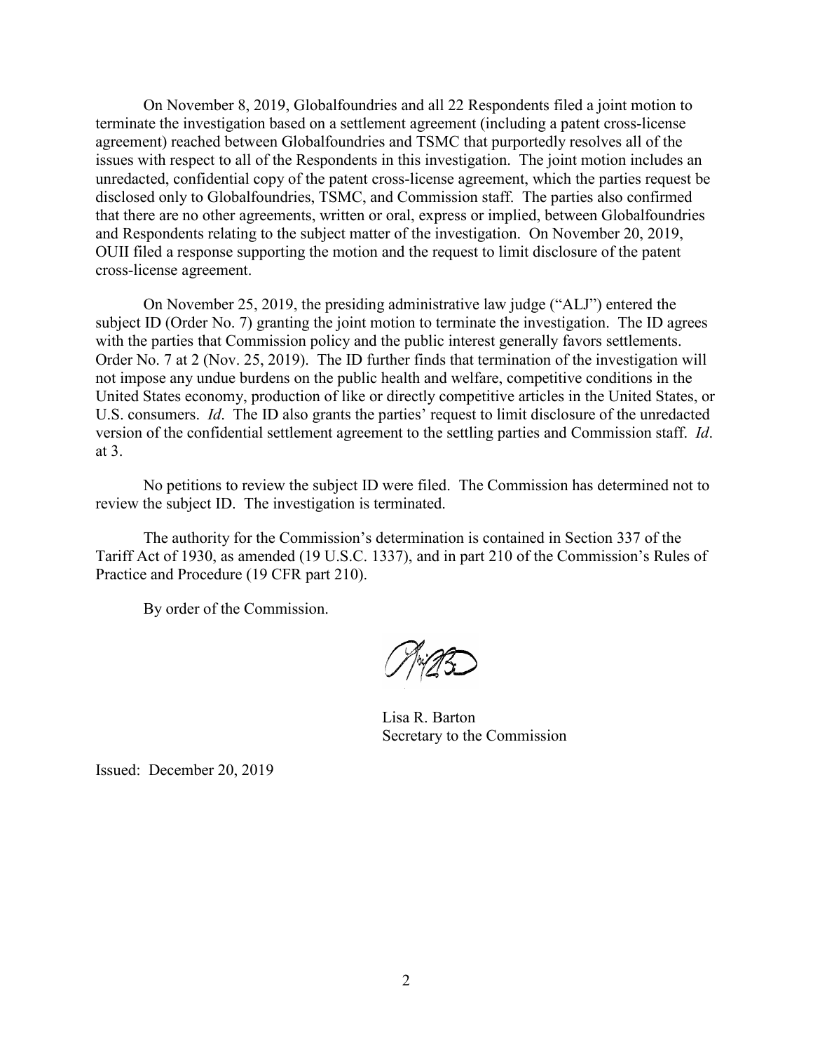On November 8, 2019, Globalfoundries and all 22 Respondents filed a joint motion to terminate the investigation based on a settlement agreement (including a patent cross-license agreement) reached between Globalfoundries and TSMC that purportedly resolves all of the issues with respect to all of the Respondents in this investigation. The joint motion includes an unredacted, confidential copy of the patent cross-license agreement, which the parties request be disclosed only to Globalfoundries, TSMC, and Commission staff. The parties also confirmed that there are no other agreements, written or oral, express or implied, between Globalfoundries and Respondents relating to the subject matter of the investigation. On November 20, 2019, OUII filed a response supporting the motion and the request to limit disclosure of the patent cross-license agreement.

On November 25, 2019, the presiding administrative law judge ("ALJ") entered the subject ID (Order No. 7) granting the joint motion to terminate the investigation. The ID agrees with the parties that Commission policy and the public interest generally favors settlements. Order No. 7 at 2 (Nov. 25, 2019). The ID further finds that termination of the investigation will not impose any undue burdens on the public health and welfare, competitive conditions in the United States economy, production of like or directly competitive articles in the United States, or U.S. consumers. *Id*. The ID also grants the parties' request to limit disclosure of the unredacted version of the confidential settlement agreement to the settling parties and Commission staff. *Id*. at 3.

No petitions to review the subject ID were filed. The Commission has determined not to review the subject ID. The investigation is terminated.

The authority for the Commission's determination is contained in Section 337 of the Tariff Act of 1930, as amended (19 U.S.C. 1337), and in part 210 of the Commission's Rules of Practice and Procedure (19 CFR part 210).

By order of the Commission.

Lisa R. Barton
Secretary to the Commission

Issued: December 20, 2019